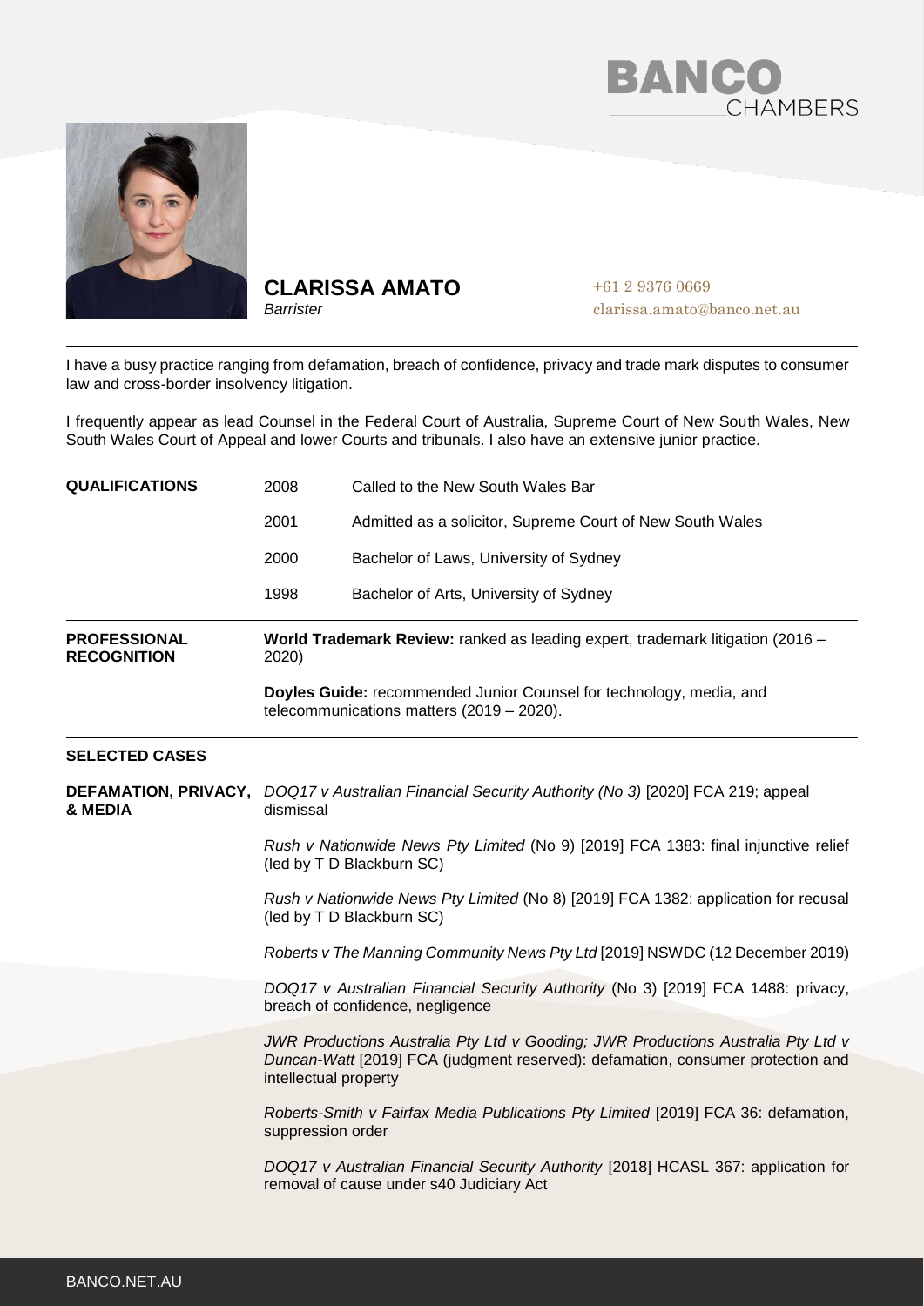# CLARISSA AMATO

*Barrister*

+61 2 9376 0669
clarissa.amato@banco.net.au

I have a busy practice ranging from defamation, breach of confidence, privacy and trade mark disputes to consumer law and cross-border insolvency litigation.

I frequently appear as lead Counsel in the Federal Court of Australia, Supreme Court of New South Wales, New South Wales Court of Appeal and lower Courts and tribunals. I also have an extensive junior practice.

## QUALIFICATIONS

| | |
|---|---|
| 2008 | Called to the New South Wales Bar |
| 2001 | Admitted as a solicitor, Supreme Court of New South Wales |
| 2000 | Bachelor of Laws, University of Sydney |
| 1998 | Bachelor of Arts, University of Sydney |

## PROFESSIONAL RECOGNITION

**World Trademark Review:** ranked as leading expert, trademark litigation (2016 – 2020)

**Doyles Guide:** recommended Junior Counsel for technology, media, and telecommunications matters (2019 – 2020).

## SELECTED CASES

### DEFAMATION, PRIVACY, & MEDIA

*DOQ17 v Australian Financial Security Authority (No 3)* [2020] FCA 219; appeal dismissal

*Rush v Nationwide News Pty Limited* (No 9) [2019] FCA 1383: final injunctive relief (led by T D Blackburn SC)

*Rush v Nationwide News Pty Limited* (No 8) [2019] FCA 1382: application for recusal (led by T D Blackburn SC)

*Roberts v The Manning Community News Pty Ltd* [2019] NSWDC (12 December 2019)

*DOQ17 v Australian Financial Security Authority* (No 3) [2019] FCA 1488: privacy, breach of confidence, negligence

*JWR Productions Australia Pty Ltd v Gooding; JWR Productions Australia Pty Ltd v Duncan-Watt* [2019] FCA (judgment reserved): defamation, consumer protection and intellectual property

*Roberts-Smith v Fairfax Media Publications Pty Limited* [2019] FCA 36: defamation, suppression order

*DOQ17 v Australian Financial Security Authority* [2018] HCASL 367: application for removal of cause under s40 Judiciary Act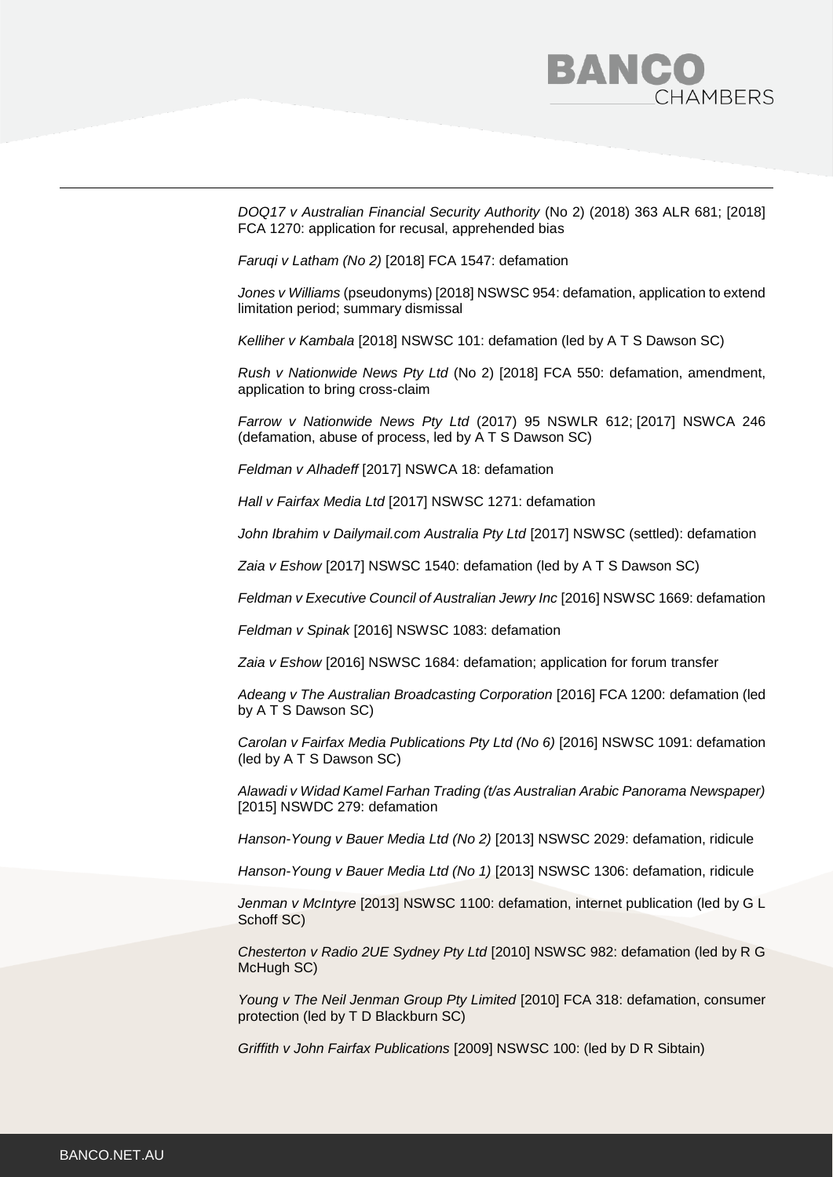*DOQ17 v Australian Financial Security Authority* (No 2) (2018) 363 ALR 681; [2018] FCA 1270: application for recusal, apprehended bias

*Faruqi v Latham (No 2)* [2018] FCA 1547: defamation

*Jones v Williams* (pseudonyms) [2018] NSWSC 954: defamation, application to extend limitation period; summary dismissal

*Kelliher v Kambala* [2018] NSWSC 101: defamation (led by A T S Dawson SC)

*Rush v Nationwide News Pty Ltd* (No 2) [2018] FCA 550: defamation, amendment, application to bring cross-claim

*Farrow v Nationwide News Pty Ltd* (2017) 95 NSWLR 612; [2017] NSWCA 246 (defamation, abuse of process, led by A T S Dawson SC)

*Feldman v Alhadeff* [2017] NSWCA 18: defamation

*Hall v Fairfax Media Ltd* [2017] NSWSC 1271: defamation

*John Ibrahim v Dailymail.com Australia Pty Ltd* [2017] NSWSC (settled): defamation

*Zaia v Eshow* [2017] NSWSC 1540: defamation (led by A T S Dawson SC)

*Feldman v Executive Council of Australian Jewry Inc* [2016] NSWSC 1669: defamation

*Feldman v Spinak* [2016] NSWSC 1083: defamation

*Zaia v Eshow* [2016] NSWSC 1684: defamation; application for forum transfer

*Adeang v The Australian Broadcasting Corporation* [2016] FCA 1200: defamation (led by A T S Dawson SC)

*Carolan v Fairfax Media Publications Pty Ltd (No 6)* [2016] NSWSC 1091: defamation (led by A T S Dawson SC)

*Alawadi v Widad Kamel Farhan Trading (t/as Australian Arabic Panorama Newspaper)* [2015] NSWDC 279: defamation

*Hanson-Young v Bauer Media Ltd (No 2)* [2013] NSWSC 2029: defamation, ridicule

*Hanson-Young v Bauer Media Ltd (No 1)* [2013] NSWSC 1306: defamation, ridicule

*Jenman v McIntyre* [2013] NSWSC 1100: defamation, internet publication (led by G L Schoff SC)

*Chesterton v Radio 2UE Sydney Pty Ltd* [2010] NSWSC 982: defamation (led by R G McHugh SC)

*Young v The Neil Jenman Group Pty Limited* [2010] FCA 318: defamation, consumer protection (led by T D Blackburn SC)

*Griffith v John Fairfax Publications* [2009] NSWSC 100: (led by D R Sibtain)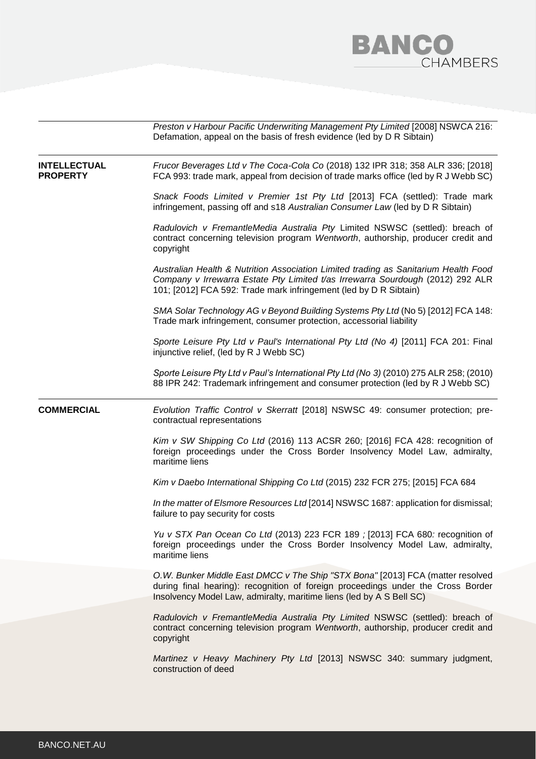| | |
|---|---|
| | *Preston v Harbour Pacific Underwriting Management Pty Limited* [2008] NSWCA 216: Defamation, appeal on the basis of fresh evidence (led by D R Sibtain) |
| **INTELLECTUAL PROPERTY** | *Frucor Beverages Ltd v The Coca-Cola Co* (2018) 132 IPR 318; 358 ALR 336; [2018] FCA 993: trade mark, appeal from decision of trade marks office (led by R J Webb SC) |
| | *Snack Foods Limited v Premier 1st Pty Ltd* [2013] FCA (settled): Trade mark infringement, passing off and s18 *Australian Consumer Law* (led by D R Sibtain) |
| | *Radulovich v FremantleMedia Australia Pty* Limited NSWSC (settled): breach of contract concerning television program *Wentworth*, authorship, producer credit and copyright |
| | *Australian Health & Nutrition Association Limited trading as Sanitarium Health Food Company v Irrewarra Estate Pty Limited t/as Irrewarra Sourdough* (2012) 292 ALR 101; [2012] FCA 592: Trade mark infringement (led by D R Sibtain) |
| | *SMA Solar Technology AG v Beyond Building Systems Pty Ltd* (No 5) [2012] FCA 148: Trade mark infringement, consumer protection, accessorial liability |
| | *Sporte Leisure Pty Ltd v Paul's International Pty Ltd (No 4)* [2011] FCA 201: Final injunctive relief, (led by R J Webb SC) |
| | *Sporte Leisure Pty Ltd v Paul's International Pty Ltd (No 3)* (2010) 275 ALR 258; (2010) 88 IPR 242: Trademark infringement and consumer protection (led by R J Webb SC) |
| **COMMERCIAL** | *Evolution Traffic Control v Skerratt* [2018] NSWSC 49: consumer protection; pre-contractual representations |
| | *Kim v SW Shipping Co Ltd* (2016) 113 ACSR 260; [2016] FCA 428: recognition of foreign proceedings under the Cross Border Insolvency Model Law, admiralty, maritime liens |
| | *Kim v Daebo International Shipping Co Ltd* (2015) 232 FCR 275; [2015] FCA 684 |
| | *In the matter of Elsmore Resources Ltd* [2014] NSWSC 1687: application for dismissal; failure to pay security for costs |
| | *Yu v STX Pan Ocean Co Ltd* (2013) 223 FCR 189 *;* [2013] FCA 680*:* recognition of foreign proceedings under the Cross Border Insolvency Model Law, admiralty, maritime liens |
| | *O.W. Bunker Middle East DMCC v The Ship "STX Bona"* [2013] FCA (matter resolved during final hearing): recognition of foreign proceedings under the Cross Border Insolvency Model Law, admiralty, maritime liens (led by A S Bell SC) |
| | *Radulovich v FremantleMedia Australia Pty Limited* NSWSC (settled): breach of contract concerning television program *Wentworth*, authorship, producer credit and copyright |
| | *Martinez v Heavy Machinery Pty Ltd* [2013] NSWSC 340: summary judgment, construction of deed |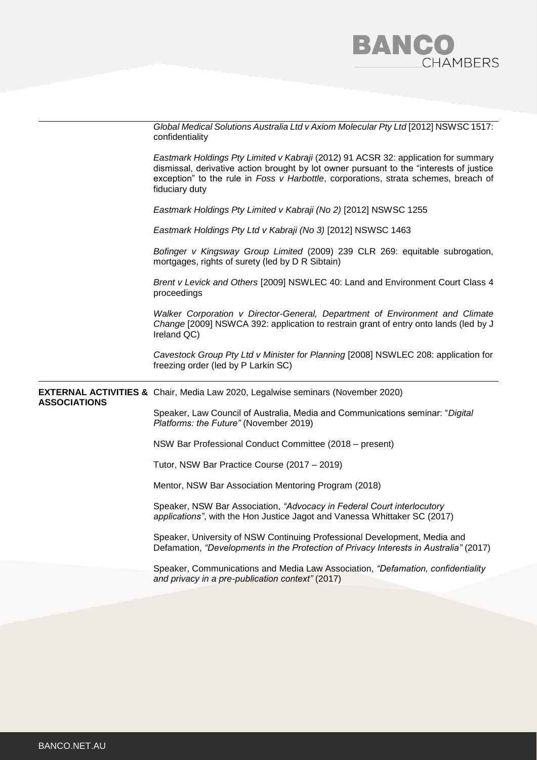*Global Medical Solutions Australia Ltd v Axiom Molecular Pty Ltd* [2012] NSWSC 1517: confidentiality

*Eastmark Holdings Pty Limited v Kabraji* (2012) 91 ACSR 32: application for summary dismissal, derivative action brought by lot owner pursuant to the "interests of justice exception" to the rule in *Foss v Harbottle*, corporations, strata schemes, breach of fiduciary duty

*Eastmark Holdings Pty Limited v Kabraji (No 2)* [2012] NSWSC 1255

*Eastmark Holdings Pty Ltd v Kabraji (No 3)* [2012] NSWSC 1463

*Bofinger v Kingsway Group Limited* (2009) 239 CLR 269: equitable subrogation, mortgages, rights of surety (led by D R Sibtain)

*Brent v Levick and Others* [2009] NSWLEC 40: Land and Environment Court Class 4 proceedings

*Walker Corporation v Director-General, Department of Environment and Climate Change* [2009] NSWCA 392: application to restrain grant of entry onto lands (led by J Ireland QC)

*Cavestock Group Pty Ltd v Minister for Planning* [2008] NSWLEC 208: application for freezing order (led by P Larkin SC)

**EXTERNAL ACTIVITIES & ASSOCIATIONS**

Chair, Media Law 2020, Legalwise seminars (November 2020)

Speaker, Law Council of Australia, Media and Communications seminar: "*Digital Platforms: the Future"* (November 2019)

NSW Bar Professional Conduct Committee (2018 – present)

Tutor, NSW Bar Practice Course (2017 – 2019)

Mentor, NSW Bar Association Mentoring Program (2018)

Speaker, NSW Bar Association, *"Advocacy in Federal Court interlocutory applications"*, with the Hon Justice Jagot and Vanessa Whittaker SC (2017)

Speaker, University of NSW Continuing Professional Development, Media and Defamation, *"Developments in the Protection of Privacy Interests in Australia"* (2017)

Speaker, Communications and Media Law Association, *"Defamation, confidentiality and privacy in a pre-publication context"* (2017)